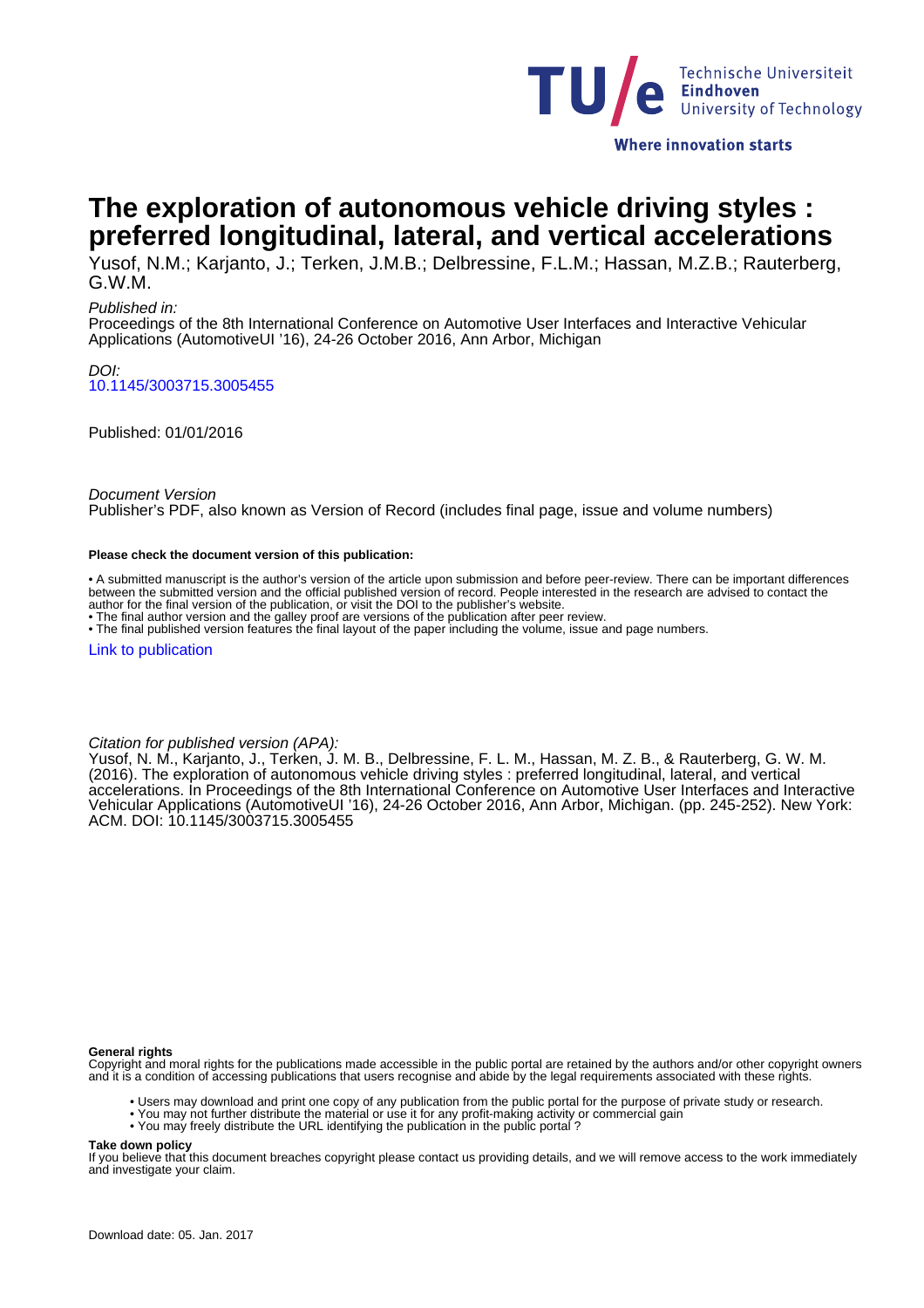# The exploration of autonomous vehicle driving styles : preferred longitudinal, lateral, and vertical accelerations

Yusof, N.M.; Karjanto, J.; Terken, J.M.B.; Delbressine, F.L.M.; Hassan, M.Z.B.; Rauterberg, G.W.M.

*Published in:*
Proceedings of the 8th International Conference on Automotive User Interfaces and Interactive Vehicular Applications (AutomotiveUI '16), 24-26 October 2016, Ann Arbor, Michigan

*DOI:*
10.1145/3003715.3005455

Published: 01/01/2016

*Document Version*
Publisher's PDF, also known as Version of Record (includes final page, issue and volume numbers)

**Please check the document version of this publication:**

• A submitted manuscript is the author's version of the article upon submission and before peer-review. There can be important differences between the submitted version and the official published version of record. People interested in the research are advised to contact the author for the final version of the publication, or visit the DOI to the publisher's website.
• The final author version and the galley proof are versions of the publication after peer review.
• The final published version features the final layout of the paper including the volume, issue and page numbers.

Link to publication

*Citation for published version (APA):*
Yusof, N. M., Karjanto, J., Terken, J. M. B., Delbressine, F. L. M., Hassan, M. Z. B., & Rauterberg, G. W. M. (2016). The exploration of autonomous vehicle driving styles : preferred longitudinal, lateral, and vertical accelerations. In Proceedings of the 8th International Conference on Automotive User Interfaces and Interactive Vehicular Applications (AutomotiveUI '16), 24-26 October 2016, Ann Arbor, Michigan. (pp. 245-252). New York: ACM. DOI: 10.1145/3003715.3005455

**General rights**
Copyright and moral rights for the publications made accessible in the public portal are retained by the authors and/or other copyright owners and it is a condition of accessing publications that users recognise and abide by the legal requirements associated with these rights.

• Users may download and print one copy of any publication from the public portal for the purpose of private study or research.
• You may not further distribute the material or use it for any profit-making activity or commercial gain
• You may freely distribute the URL identifying the publication in the public portal ?

**Take down policy**
If you believe that this document breaches copyright please contact us providing details, and we will remove access to the work immediately and investigate your claim.

Download date: 05. Jan. 2017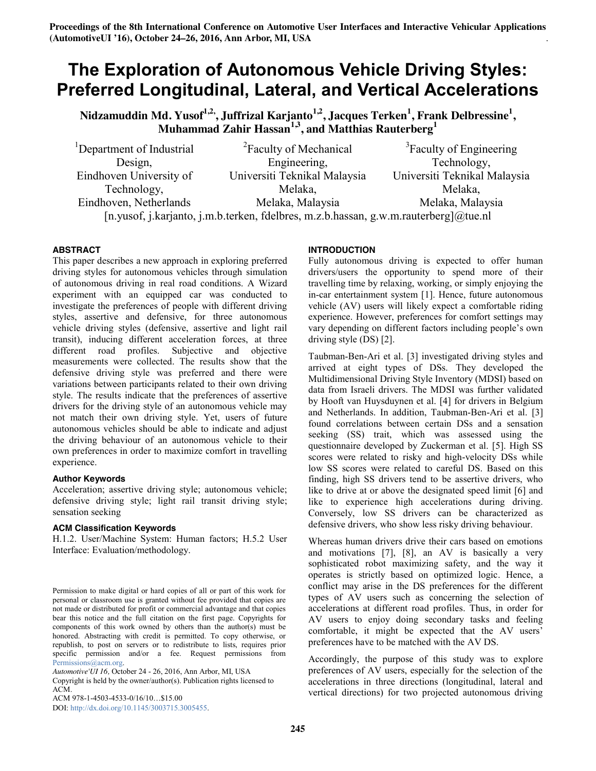# The Exploration of Autonomous Vehicle Driving Styles: Preferred Longitudinal, Lateral, and Vertical Accelerations

**Nidzamuddin Md. Yusof[1,2], Juffrizal Karjanto[1,2], Jacques Terken[1], Frank Delbressine[1], Muhammad Zahir Hassan[1,3], and Matthias Rauterberg[1]**

[1]Department of Industrial Design, Eindhoven University of Technology, Eindhoven, Netherlands

[2]Faculty of Mechanical Engineering, Universiti Teknikal Malaysia Melaka, Melaka, Malaysia

[3]Faculty of Engineering Technology, Universiti Teknikal Malaysia Melaka, Melaka, Malaysia

[n.yusof, j.karjanto, j.m.b.terken, fdelbres, m.z.b.hassan, g.w.m.rauterberg]@tue.nl

### ABSTRACT

This paper describes a new approach in exploring preferred driving styles for autonomous vehicles through simulation of autonomous driving in real road conditions. A Wizard experiment with an equipped car was conducted to investigate the preferences of people with different driving styles, assertive and defensive, for three autonomous vehicle driving styles (defensive, assertive and light rail transit), inducing different acceleration forces, at three different road profiles. Subjective and objective measurements were collected. The results show that the defensive driving style was preferred and there were variations between participants related to their own driving style. The results indicate that the preferences of assertive drivers for the driving style of an autonomous vehicle may not match their own driving style. Yet, users of future autonomous vehicles should be able to indicate and adjust the driving behaviour of an autonomous vehicle to their own preferences in order to maximize comfort in travelling experience.

#### Author Keywords

Acceleration; assertive driving style; autonomous vehicle; defensive driving style; light rail transit driving style; sensation seeking

#### ACM Classification Keywords

H.1.2. User/Machine System: Human factors; H.5.2 User Interface: Evaluation/methodology.

Permission to make digital or hard copies of all or part of this work for personal or classroom use is granted without fee provided that copies are not made or distributed for profit or commercial advantage and that copies bear this notice and the full citation on the first page. Copyrights for components of this work owned by others than the author(s) must be honored. Abstracting with credit is permitted. To copy otherwise, or republish, to post on servers or to redistribute to lists, requires prior specific permission and/or a fee. Request permissions from Permissions@acm.org.

*Automotive'UI 16,* October 24 - 26, 2016, Ann Arbor, MI, USA

Copyright is held by the owner/author(s). Publication rights licensed to ACM.

ACM 978-1-4503-4533-0/16/10…$15.00

DOI: http://dx.doi.org/10.1145/3003715.3005455.

### INTRODUCTION

Fully autonomous driving is expected to offer human drivers/users the opportunity to spend more of their travelling time by relaxing, working, or simply enjoying the in-car entertainment system [1]. Hence, future autonomous vehicle (AV) users will likely expect a comfortable riding experience. However, preferences for comfort settings may vary depending on different factors including people's own driving style (DS) [2].

Taubman-Ben-Ari et al. [3] investigated driving styles and arrived at eight types of DSs. They developed the Multidimensional Driving Style Inventory (MDSI) based on data from Israeli drivers. The MDSI was further validated by Hooft van Huysduynen et al. [4] for drivers in Belgium and Netherlands. In addition, Taubman-Ben-Ari et al. [3] found correlations between certain DSs and a sensation seeking (SS) trait, which was assessed using the questionnaire developed by Zuckerman et al. [5]. High SS scores were related to risky and high-velocity DSs while low SS scores were related to careful DS. Based on this finding, high SS drivers tend to be assertive drivers, who like to drive at or above the designated speed limit [6] and like to experience high accelerations during driving. Conversely, low SS drivers can be characterized as defensive drivers, who show less risky driving behaviour.

Whereas human drivers drive their cars based on emotions and motivations [7], [8], an AV is basically a very sophisticated robot maximizing safety, and the way it operates is strictly based on optimized logic. Hence, a conflict may arise in the DS preferences for the different types of AV users such as concerning the selection of accelerations at different road profiles. Thus, in order for AV users to enjoy doing secondary tasks and feeling comfortable, it might be expected that the AV users' preferences have to be matched with the AV DS.

Accordingly, the purpose of this study was to explore preferences of AV users, especially for the selection of the accelerations in three directions (longitudinal, lateral and vertical directions) for two projected autonomous driving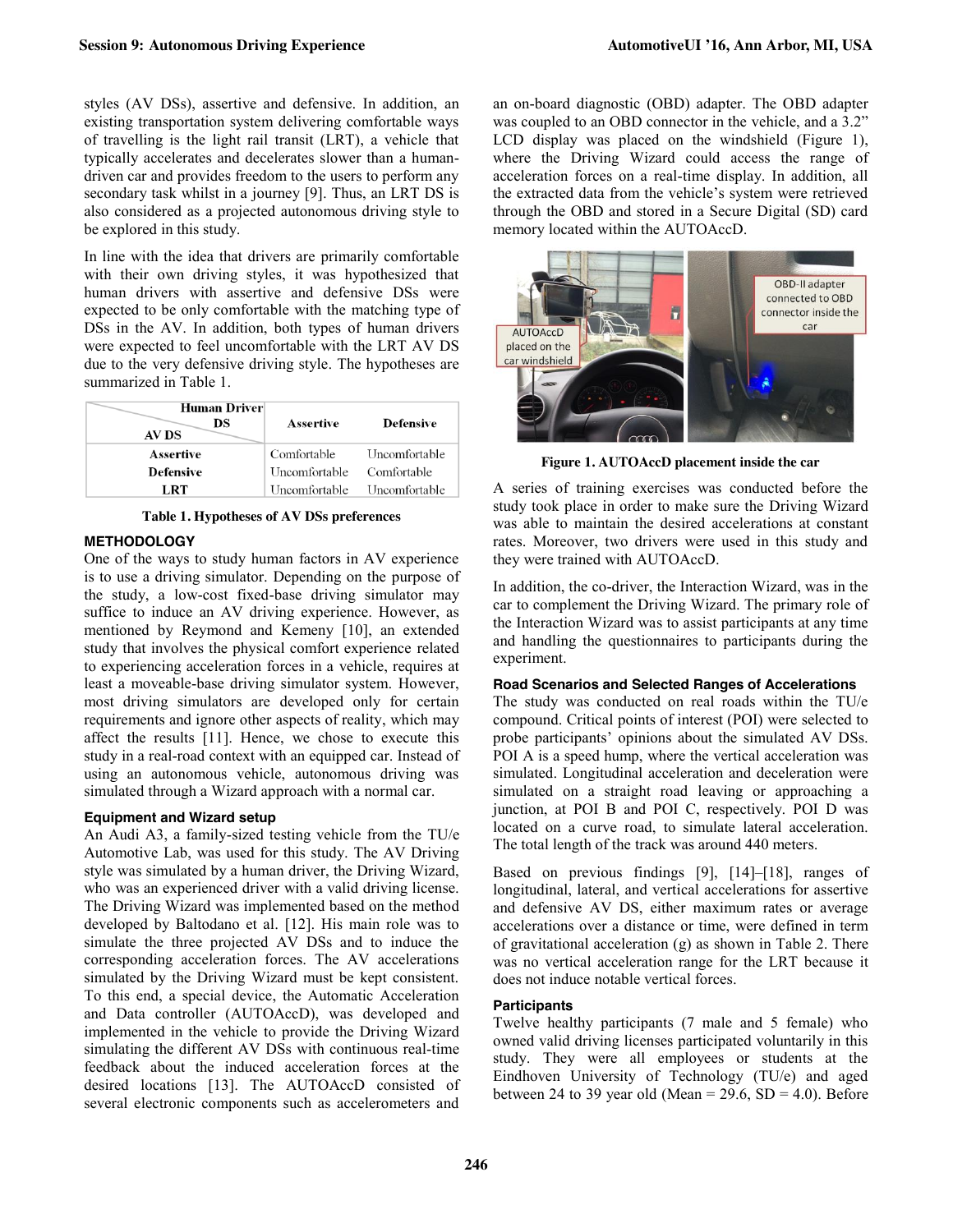styles (AV DSs), assertive and defensive. In addition, an existing transportation system delivering comfortable ways of travelling is the light rail transit (LRT), a vehicle that typically accelerates and decelerates slower than a human-driven car and provides freedom to the users to perform any secondary task whilst in a journey [9]. Thus, an LRT DS is also considered as a projected autonomous driving style to be explored in this study.

In line with the idea that drivers are primarily comfortable with their own driving styles, it was hypothesized that human drivers with assertive and defensive DSs were expected to be only comfortable with the matching type of DSs in the AV. In addition, both types of human drivers were expected to feel uncomfortable with the LRT AV DS due to the very defensive driving style. The hypotheses are summarized in Table 1.

| Human Driver DS / AV DS | Assertive | Defensive |
|---|---|---|
| **Assertive** | Comfortable | Uncomfortable |
| **Defensive** | Uncomfortable | Comfortable |
| **LRT** | Uncomfortable | Uncomfortable |

**Table 1. Hypotheses of AV DSs preferences**

## METHODOLOGY

One of the ways to study human factors in AV experience is to use a driving simulator. Depending on the purpose of the study, a low-cost fixed-base driving simulator may suffice to induce an AV driving experience. However, as mentioned by Reymond and Kemeny [10], an extended study that involves the physical comfort experience related to experiencing acceleration forces in a vehicle, requires at least a moveable-base driving simulator system. However, most driving simulators are developed only for certain requirements and ignore other aspects of reality, which may affect the results [11]. Hence, we chose to execute this study in a real-road context with an equipped car. Instead of using an autonomous vehicle, autonomous driving was simulated through a Wizard approach with a normal car.

### Equipment and Wizard setup

An Audi A3, a family-sized testing vehicle from the TU/e Automotive Lab, was used for this study. The AV Driving style was simulated by a human driver, the Driving Wizard, who was an experienced driver with a valid driving license. The Driving Wizard was implemented based on the method developed by Baltodano et al. [12]. His main role was to simulate the three projected AV DSs and to induce the corresponding acceleration forces. The AV accelerations simulated by the Driving Wizard must be kept consistent. To this end, a special device, the Automatic Acceleration and Data controller (AUTOAccD), was developed and implemented in the vehicle to provide the Driving Wizard simulating the different AV DSs with continuous real-time feedback about the induced acceleration forces at the desired locations [13]. The AUTOAccD consisted of several electronic components such as accelerometers and an on-board diagnostic (OBD) adapter. The OBD adapter was coupled to an OBD connector in the vehicle, and a 3.2" LCD display was placed on the windshield (Figure 1), where the Driving Wizard could access the range of acceleration forces on a real-time display. In addition, all the extracted data from the vehicle's system were retrieved through the OBD and stored in a Secure Digital (SD) card memory located within the AUTOAccD.

**Figure 1. AUTOAccD placement inside the car**

A series of training exercises was conducted before the study took place in order to make sure the Driving Wizard was able to maintain the desired accelerations at constant rates. Moreover, two drivers were used in this study and they were trained with AUTOAccD.

In addition, the co-driver, the Interaction Wizard, was in the car to complement the Driving Wizard. The primary role of the Interaction Wizard was to assist participants at any time and handling the questionnaires to participants during the experiment.

### Road Scenarios and Selected Ranges of Accelerations

The study was conducted on real roads within the TU/e compound. Critical points of interest (POI) were selected to probe participants' opinions about the simulated AV DSs. POI A is a speed hump, where the vertical acceleration was simulated. Longitudinal acceleration and deceleration were simulated on a straight road leaving or approaching a junction, at POI B and POI C, respectively. POI D was located on a curve road, to simulate lateral acceleration. The total length of the track was around 440 meters.

Based on previous findings [9], [14]–[18], ranges of longitudinal, lateral, and vertical accelerations for assertive and defensive AV DS, either maximum rates or average accelerations over a distance or time, were defined in term of gravitational acceleration (g) as shown in Table 2. There was no vertical acceleration range for the LRT because it does not induce notable vertical forces.

### Participants

Twelve healthy participants (7 male and 5 female) who owned valid driving licenses participated voluntarily in this study. They were all employees or students at the Eindhoven University of Technology (TU/e) and aged between 24 to 39 year old (Mean = 29.6, SD = 4.0). Before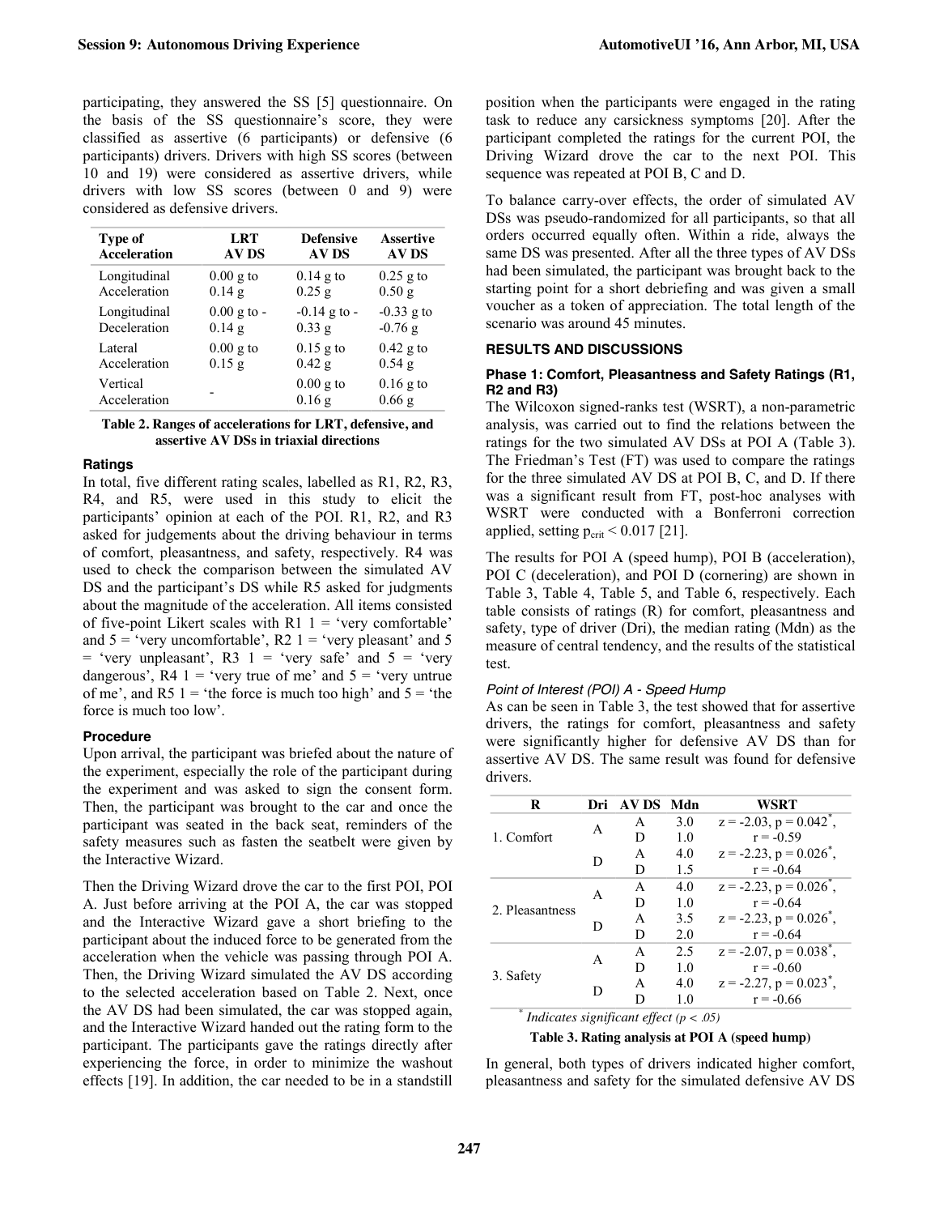participating, they answered the SS [5] questionnaire. On the basis of the SS questionnaire's score, they were classified as assertive (6 participants) or defensive (6 participants) drivers. Drivers with high SS scores (between 10 and 19) were considered as assertive drivers, while drivers with low SS scores (between 0 and 9) were considered as defensive drivers.

| Type of Acceleration | LRT AV DS | Defensive AV DS | Assertive AV DS |
|---|---|---|---|
| Longitudinal Acceleration | 0.00 g to 0.14 g | 0.14 g to 0.25 g | 0.25 g to 0.50 g |
| Longitudinal Deceleration | 0.00 g to -0.14 g | -0.14 g to -0.33 g | -0.33 g to -0.76 g |
| Lateral Acceleration | 0.00 g to 0.15 g | 0.15 g to 0.42 g | 0.42 g to 0.54 g |
| Vertical Acceleration | - | 0.00 g to 0.16 g | 0.16 g to 0.66 g |

**Table 2. Ranges of accelerations for LRT, defensive, and assertive AV DSs in triaxial directions**

### Ratings

In total, five different rating scales, labelled as R1, R2, R3, R4, and R5, were used in this study to elicit the participants' opinion at each of the POI. R1, R2, and R3 asked for judgements about the driving behaviour in terms of comfort, pleasantness, and safety, respectively. R4 was used to check the comparison between the simulated AV DS and the participant's DS while R5 asked for judgments about the magnitude of the acceleration. All items consisted of five-point Likert scales with R1 1 = 'very comfortable' and 5 = 'very uncomfortable', R2 1 = 'very pleasant' and 5 = 'very unpleasant', R3 1 = 'very safe' and 5 = 'very dangerous', R4 1 = 'very true of me' and 5 = 'very untrue of me', and R5 1 = 'the force is much too high' and 5 = 'the force is much too low'.

### Procedure

Upon arrival, the participant was briefed about the nature of the experiment, especially the role of the participant during the experiment and was asked to sign the consent form. Then, the participant was brought to the car and once the participant was seated in the back seat, reminders of the safety measures such as fasten the seatbelt were given by the Interactive Wizard.

Then the Driving Wizard drove the car to the first POI, POI A. Just before arriving at the POI A, the car was stopped and the Interactive Wizard gave a short briefing to the participant about the induced force to be generated from the acceleration when the vehicle was passing through POI A. Then, the Driving Wizard simulated the AV DS according to the selected acceleration based on Table 2. Next, once the AV DS had been simulated, the car was stopped again, and the Interactive Wizard handed out the rating form to the participant. The participants gave the ratings directly after experiencing the force, in order to minimize the washout effects [19]. In addition, the car needed to be in a standstill position when the participants were engaged in the rating task to reduce any carsickness symptoms [20]. After the participant completed the ratings for the current POI, the Driving Wizard drove the car to the next POI. This sequence was repeated at POI B, C and D.

To balance carry-over effects, the order of simulated AV DSs was pseudo-randomized for all participants, so that all orders occurred equally often. Within a ride, always the same DS was presented. After all the three types of AV DSs had been simulated, the participant was brought back to the starting point for a short debriefing and was given a small voucher as a token of appreciation. The total length of the scenario was around 45 minutes.

## RESULTS AND DISCUSSIONS

### Phase 1: Comfort, Pleasantness and Safety Ratings (R1, R2 and R3)

The Wilcoxon signed-ranks test (WSRT), a non-parametric analysis, was carried out to find the relations between the ratings for the two simulated AV DSs at POI A (Table 3). The Friedman's Test (FT) was used to compare the ratings for the three simulated AV DS at POI B, C, and D. If there was a significant result from FT, post-hoc analyses with WSRT were conducted with a Bonferroni correction applied, setting $p_{crit} < 0.017$ [21].

The results for POI A (speed hump), POI B (acceleration), POI C (deceleration), and POI D (cornering) are shown in Table 3, Table 4, Table 5, and Table 6, respectively. Each table consists of ratings (R) for comfort, pleasantness and safety, type of driver (Dri), the median rating (Mdn) as the measure of central tendency, and the results of the statistical test.

#### *Point of Interest (POI) A - Speed Hump*

As can be seen in Table 3, the test showed that for assertive drivers, the ratings for comfort, pleasantness and safety were significantly higher for defensive AV DS than for assertive AV DS. The same result was found for defensive drivers.

| R | Dri | AV DS | Mdn | WSRT |
|---|---|---|---|---|
| 1. Comfort | A | A | 3.0 | $z = -2.03, p = 0.042^*$, |
| | | D | 1.0 | $r = -0.59$ |
| | D | A | 4.0 | $z = -2.23, p = 0.026^*$, |
| | | D | 1.5 | $r = -0.64$ |
| 2. Pleasantness | A | A | 4.0 | $z = -2.23, p = 0.026^*$, |
| | | D | 1.0 | $r = -0.64$ |
| | D | A | 3.5 | $z = -2.23, p = 0.026^*$, |
| | | D | 2.0 | $r = -0.64$ |
| 3. Safety | A | A | 2.5 | $z = -2.07, p = 0.038^*$, |
| | | D | 1.0 | $r = -0.60$ |
| | D | A | 4.0 | $z = -2.27, p = 0.023^*$, |
| | | D | 1.0 | $r = -0.66$ |

\* *Indicates significant effect ($p < .05$)*

**Table 3. Rating analysis at POI A (speed hump)**

In general, both types of drivers indicated higher comfort, pleasantness and safety for the simulated defensive AV DS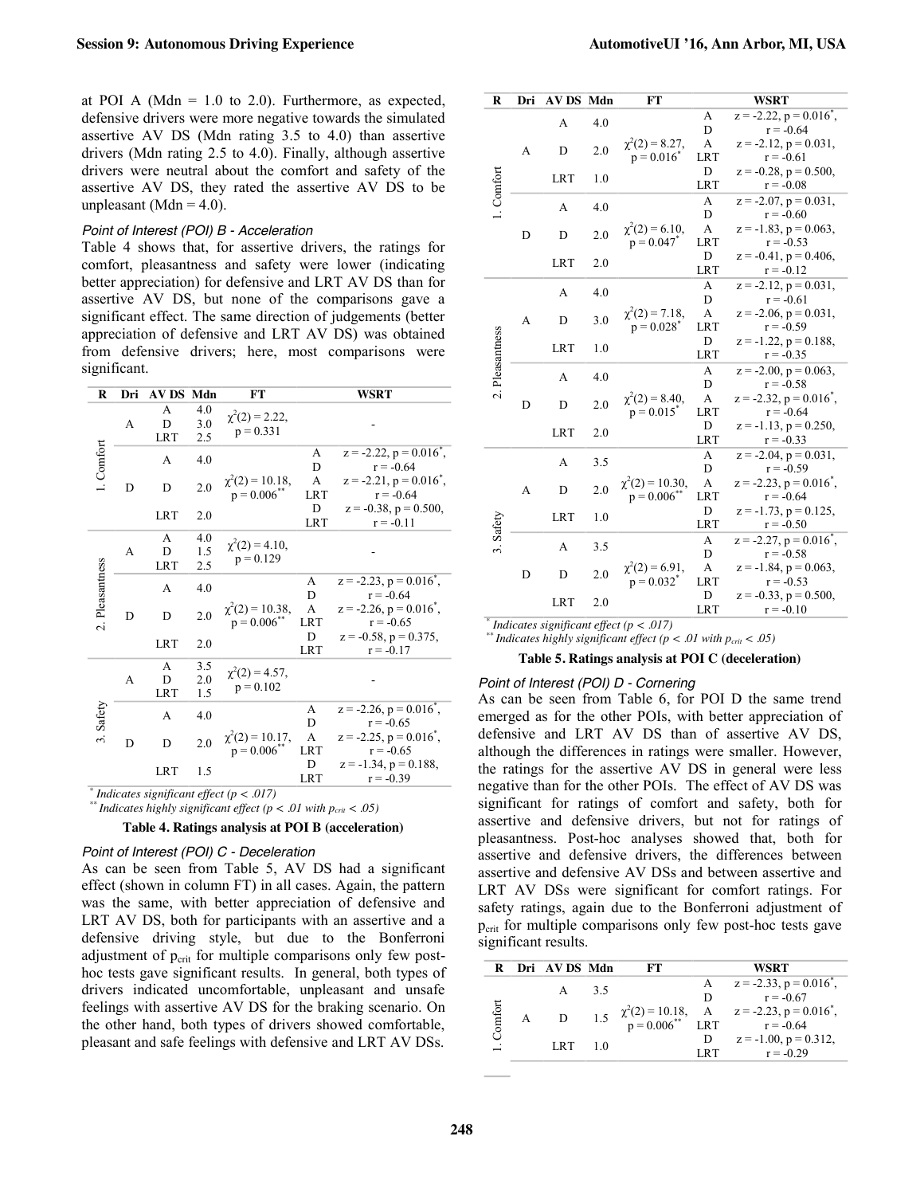at POI A (Mdn = 1.0 to 2.0). Furthermore, as expected, defensive drivers were more negative towards the simulated assertive AV DS (Mdn rating 3.5 to 4.0) than assertive drivers (Mdn rating 2.5 to 4.0). Finally, although assertive drivers were neutral about the comfort and safety of the assertive AV DS, they rated the assertive AV DS to be unpleasant (Mdn = 4.0).

*Point of Interest (POI) B - Acceleration*

Table 4 shows that, for assertive drivers, the ratings for comfort, pleasantness and safety were lower (indicating better appreciation) for defensive and LRT AV DS than for assertive AV DS, but none of the comparisons gave a significant effect. The same direction of judgements (better appreciation of defensive and LRT AV DS) was obtained from defensive drivers; here, most comparisons were significant.

| R | Dri | AV DS | Mdn | FT | WSRT | |
|---|---|---|---|---|---|---|
| 1. Comfort | A | A<br>D<br>LRT | 4.0<br>3.0<br>2.5 | $\chi^2(2) = 2.22$, $p = 0.331$ | - | |
| | D | A | 4.0 | $\chi^2(2) = 10.18$, $p = 0.006^{**}$ | A D | $z = -2.22$, $p = 0.016^{*}$, $r = -0.64$ |
| | | D | 2.0 | | A LRT | $z = -2.21$, $p = 0.016^{*}$, $r = -0.64$ |
| | | LRT | 2.0 | | D LRT | $z = -0.38$, $p = 0.500$, $r = -0.11$ |
| 2. Pleasantness | A | A<br>D<br>LRT | 4.0<br>1.5<br>2.5 | $\chi^2(2) = 4.10$, $p = 0.129$ | - | |
| | D | A | 4.0 | $\chi^2(2) = 10.38$, $p = 0.006^{**}$ | A D | $z = -2.23$, $p = 0.016^{*}$, $r = -0.64$ |
| | | D | 2.0 | | A LRT | $z = -2.26$, $p = 0.016^{*}$, $r = -0.65$ |
| | | LRT | 2.0 | | D LRT | $z = -0.58$, $p = 0.375$, $r = -0.17$ |
| 3. Safety | A | A<br>D<br>LRT | 3.5<br>2.0<br>1.5 | $\chi^2(2) = 4.57$, $p = 0.102$ | - | |
| | D | A | 4.0 | $\chi^2(2) = 10.17$, $p = 0.006^{**}$ | A D | $z = -2.26$, $p = 0.016^{*}$, $r = -0.65$ |
| | | D | 2.0 | | A LRT | $z = -2.25$, $p = 0.016^{*}$, $r = -0.65$ |
| | | LRT | 1.5 | | D LRT | $z = -1.34$, $p = 0.188$, $r = -0.39$ |

\* *Indicates significant effect ($p < .017$)*
\*\* *Indicates highly significant effect ($p < .01$ with $p_{crit} < .05$)*

**Table 4. Ratings analysis at POI B (acceleration)**

*Point of Interest (POI) C - Deceleration*

As can be seen from Table 5, AV DS had a significant effect (shown in column FT) in all cases. Again, the pattern was the same, with better appreciation of defensive and LRT AV DS, both for participants with an assertive and a defensive driving style, but due to the Bonferroni adjustment of $p_{crit}$ for multiple comparisons only few post-hoc tests gave significant results. In general, both types of drivers indicated uncomfortable, unpleasant and unsafe feelings with assertive AV DS for the braking scenario. On the other hand, both types of drivers showed comfortable, pleasant and safe feelings with defensive and LRT AV DSs.

| R | Dri | AV DS | Mdn | FT | WSRT | |
|---|---|---|---|---|---|---|
| 1. Comfort | A | A | 4.0 | $\chi^2(2) = 8.27$, $p = 0.016^{*}$ | A D | $z = -2.22$, $p = 0.016^{*}$, $r = -0.64$ |
| | | D | 2.0 | | A LRT | $z = -2.12$, $p = 0.031$, $r = -0.61$ |
| | | LRT | 1.0 | | D LRT | $z = -0.28$, $p = 0.500$, $r = -0.08$ |
| | D | A | 4.0 | $\chi^2(2) = 6.10$, $p = 0.047^{*}$ | A D | $z = -2.07$, $p = 0.031$, $r = -0.60$ |
| | | D | 2.0 | | A LRT | $z = -1.83$, $p = 0.063$, $r = -0.53$ |
| | | LRT | 2.0 | | D LRT | $z = -0.41$, $p = 0.406$, $r = -0.12$ |
| 2. Pleasantness | A | A | 4.0 | $\chi^2(2) = 7.18$, $p = 0.028^{*}$ | A D | $z = -2.12$, $p = 0.031$, $r = -0.61$ |
| | | D | 3.0 | | A LRT | $z = -2.06$, $p = 0.031$, $r = -0.59$ |
| | | LRT | 1.0 | | D LRT | $z = -1.22$, $p = 0.188$, $r = -0.35$ |
| | D | A | 4.0 | $\chi^2(2) = 8.40$, $p = 0.015^{*}$ | A D | $z = -2.00$, $p = 0.063$, $r = -0.58$ |
| | | D | 2.0 | | A LRT | $z = -2.32$, $p = 0.016^{*}$, $r = -0.64$ |
| | | LRT | 2.0 | | D LRT | $z = -1.13$, $p = 0.250$, $r = -0.33$ |
| 3. Safety | A | A | 3.5 | $\chi^2(2) = 10.30$, $p = 0.006^{**}$ | A D | $z = -2.04$, $p = 0.031$, $r = -0.59$ |
| | | D | 2.0 | | A LRT | $z = -2.23$, $p = 0.016^{*}$, $r = -0.64$ |
| | | LRT | 1.0 | | D LRT | $z = -1.73$, $p = 0.125$, $r = -0.50$ |
| | D | A | 3.5 | $\chi^2(2) = 6.91$, $p = 0.032^{*}$ | A D | $z = -2.27$, $p = 0.016^{*}$, $r = -0.58$ |
| | | D | 2.0 | | A LRT | $z = -1.84$, $p = 0.063$, $r = -0.53$ |
| | | LRT | 2.0 | | D LRT | $z = -0.33$, $p = 0.500$, $r = -0.10$ |

\* *Indicates significant effect ($p < .017$)*
\*\* *Indicates highly significant effect ($p < .01$ with $p_{crit} < .05$)*

**Table 5. Ratings analysis at POI C (deceleration)**

*Point of Interest (POI) D - Cornering*

As can be seen from Table 6, for POI D the same trend emerged as for the other POIs, with better appreciation of defensive and LRT AV DS than of assertive AV DS, although the differences in ratings were smaller. However, the ratings for the assertive AV DS in general were less negative than for the other POIs. The effect of AV DS was significant for ratings of comfort and safety, both for assertive and defensive drivers, but not for ratings of pleasantness. Post-hoc analyses showed that, both for assertive and defensive drivers, the differences between assertive and defensive AV DSs and between assertive and LRT AV DSs were significant for comfort ratings. For safety ratings, again due to the Bonferroni adjustment of $p_{crit}$ for multiple comparisons only few post-hoc tests gave significant results.

| R | Dri | AV DS | Mdn | FT | WSRT | |
|---|---|---|---|---|---|---|
| 1. Comfort | A | A | 3.5 | $\chi^2(2) = 10.18$, $p = 0.006^{**}$ | A D | $z = -2.33$, $p = 0.016^{*}$, $r = -0.67$ |
| | | D | 1.5 | | A LRT | $z = -2.23$, $p = 0.016^{*}$, $r = -0.64$ |
| | | LRT | 1.0 | | D LRT | $z = -1.00$, $p = 0.312$, $r = -0.29$ |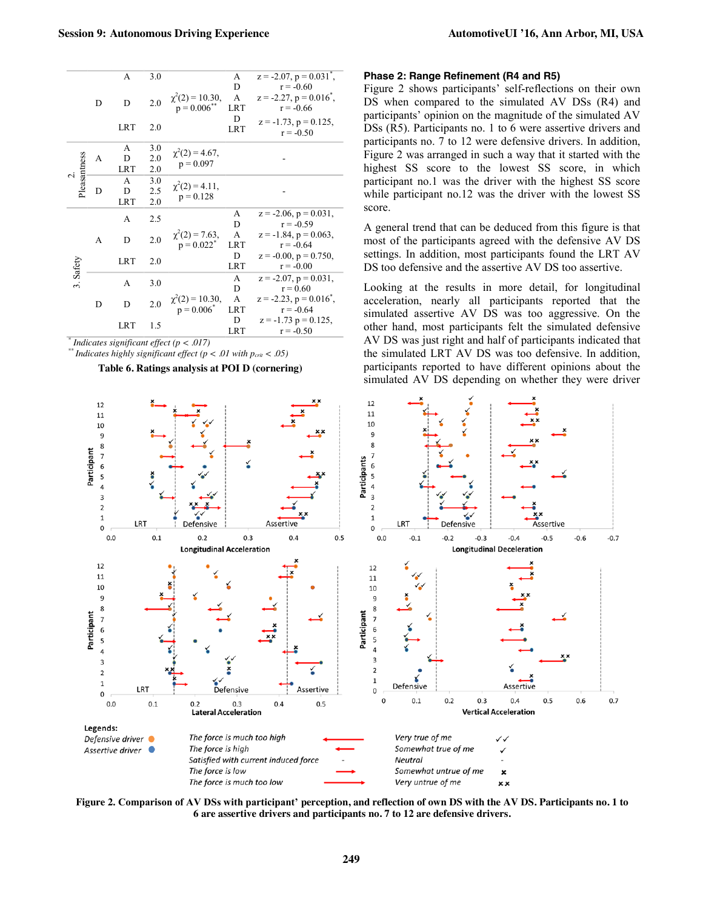| | | | | | | |
|---|---|---|---|---|---|---|
| | | A | 3.0 | | A<br>D | z = -2.07, p = 0.031*,<br>r = -0.60 |
| | D | D | 2.0 | $\chi^2(2) = 10.30$,<br>p = 0.006** | A<br>LRT | z = -2.27, p = 0.016*,<br>r = -0.66 |
| | | LRT | 2.0 | | D<br>LRT | z = -1.73, p = 0.125,<br>r = -0.50 |
| 2. Pleasantness | A | A<br>D<br>LRT | 3.0<br>2.0<br>2.0 | $\chi^2(2) = 4.67$,<br>p = 0.097 | | - |
| | D | A<br>D<br>LRT | 3.0<br>2.5<br>2.0 | $\chi^2(2) = 4.11$,<br>p = 0.128 | | - |
| 3. Safety | | A | 2.5 | | A<br>D | z = -2.06, p = 0.031,<br>r = -0.59 |
| | A | D | 2.0 | $\chi^2(2) = 7.63$,<br>p = 0.022* | A<br>LRT | z = -1.84, p = 0.063,<br>r = -0.64 |
| | | LRT | 2.0 | | D<br>LRT | z = -0.00, p = 0.750,<br>r = -0.00 |
| | | A | 3.0 | | A<br>D | z = -2.07, p = 0.031,<br>r = 0.60 |
| | D | D | 2.0 | $\chi^2(2) = 10.30$,<br>p = 0.006* | A<br>LRT | z = -2.23, p = 0.016*,<br>r = -0.64 |
| | | LRT | 1.5 | | D<br>LRT | z = -1.73 p = 0.125,<br>r = -0.50 |

\* *Indicates significant effect (p < .017)*
\*\* *Indicates highly significant effect (p < .01 with $p_{crit}$ < .05)*

**Table 6. Ratings analysis at POI D (cornering)**

### Phase 2: Range Refinement (R4 and R5)

Figure 2 shows participants' self-reflections on their own DS when compared to the simulated AV DSs (R4) and participants' opinion on the magnitude of the simulated AV DSs (R5). Participants no. 1 to 6 were assertive drivers and participants no. 7 to 12 were defensive drivers. In addition, Figure 2 was arranged in such a way that it started with the highest SS score to the lowest SS score, in which participant no.1 was the driver with the highest SS score while participant no.12 was the driver with the lowest SS score.

A general trend that can be deduced from this figure is that most of the participants agreed with the defensive AV DS settings. In addition, most participants found the LRT AV DS too defensive and the assertive AV DS too assertive.

Looking at the results in more detail, for longitudinal acceleration, nearly all participants reported that the simulated assertive AV DS was too aggressive. On the other hand, most participants felt the simulated defensive AV DS was just right and half of participants indicated that the simulated LRT AV DS was too defensive. In addition, participants reported to have different opinions about the simulated AV DS depending on whether they were driver

**Figure 2. Comparison of AV DSs with participant' perception, and reflection of own DS with the AV DS. Participants no. 1 to 6 are assertive drivers and participants no. 7 to 12 are defensive drivers.**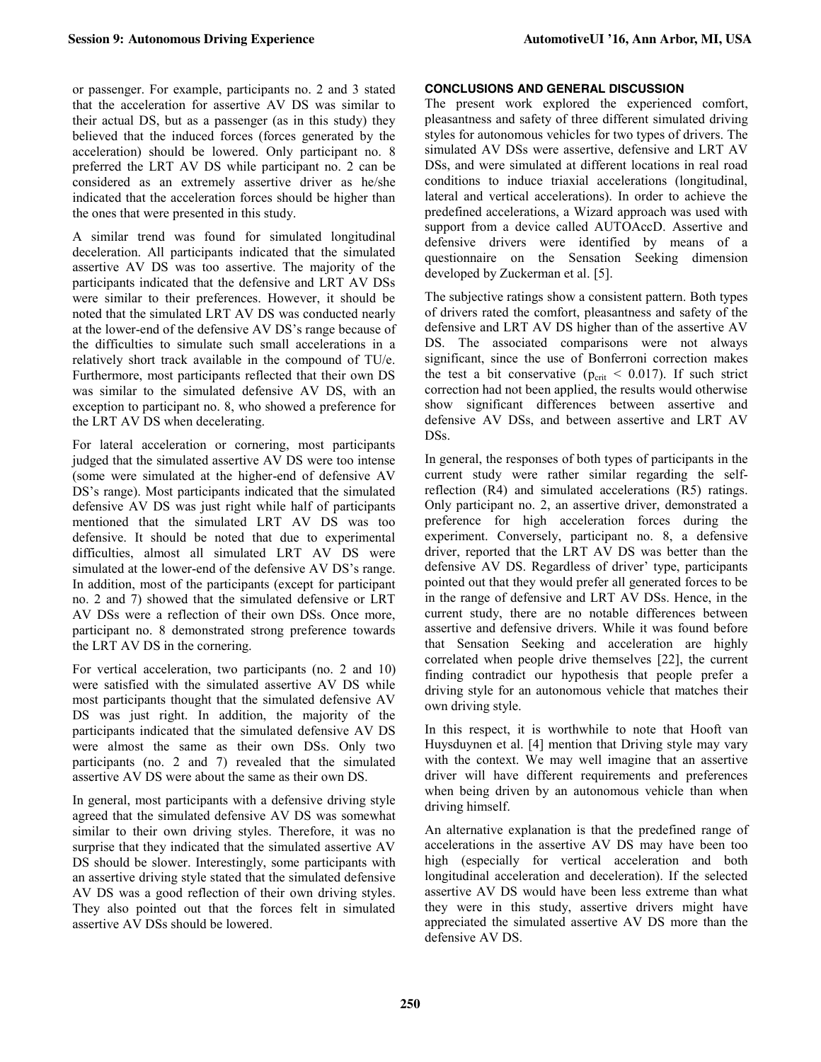or passenger. For example, participants no. 2 and 3 stated that the acceleration for assertive AV DS was similar to their actual DS, but as a passenger (as in this study) they believed that the induced forces (forces generated by the acceleration) should be lowered. Only participant no. 8 preferred the LRT AV DS while participant no. 2 can be considered as an extremely assertive driver as he/she indicated that the acceleration forces should be higher than the ones that were presented in this study.

A similar trend was found for simulated longitudinal deceleration. All participants indicated that the simulated assertive AV DS was too assertive. The majority of the participants indicated that the defensive and LRT AV DSs were similar to their preferences. However, it should be noted that the simulated LRT AV DS was conducted nearly at the lower-end of the defensive AV DS's range because of the difficulties to simulate such small accelerations in a relatively short track available in the compound of TU/e. Furthermore, most participants reflected that their own DS was similar to the simulated defensive AV DS, with an exception to participant no. 8, who showed a preference for the LRT AV DS when decelerating.

For lateral acceleration or cornering, most participants judged that the simulated assertive AV DS were too intense (some were simulated at the higher-end of defensive AV DS's range). Most participants indicated that the simulated defensive AV DS was just right while half of participants mentioned that the simulated LRT AV DS was too defensive. It should be noted that due to experimental difficulties, almost all simulated LRT AV DS were simulated at the lower-end of the defensive AV DS's range. In addition, most of the participants (except for participant no. 2 and 7) showed that the simulated defensive or LRT AV DSs were a reflection of their own DSs. Once more, participant no. 8 demonstrated strong preference towards the LRT AV DS in the cornering.

For vertical acceleration, two participants (no. 2 and 10) were satisfied with the simulated assertive AV DS while most participants thought that the simulated defensive AV DS was just right. In addition, the majority of the participants indicated that the simulated defensive AV DS were almost the same as their own DSs. Only two participants (no. 2 and 7) revealed that the simulated assertive AV DS were about the same as their own DS.

In general, most participants with a defensive driving style agreed that the simulated defensive AV DS was somewhat similar to their own driving styles. Therefore, it was no surprise that they indicated that the simulated assertive AV DS should be slower. Interestingly, some participants with an assertive driving style stated that the simulated defensive AV DS was a good reflection of their own driving styles. They also pointed out that the forces felt in simulated assertive AV DSs should be lowered.

## CONCLUSIONS AND GENERAL DISCUSSION

The present work explored the experienced comfort, pleasantness and safety of three different simulated driving styles for autonomous vehicles for two types of drivers. The simulated AV DSs were assertive, defensive and LRT AV DSs, and were simulated at different locations in real road conditions to induce triaxial accelerations (longitudinal, lateral and vertical accelerations). In order to achieve the predefined accelerations, a Wizard approach was used with support from a device called AUTOAccD. Assertive and defensive drivers were identified by means of a questionnaire on the Sensation Seeking dimension developed by Zuckerman et al. [5].

The subjective ratings show a consistent pattern. Both types of drivers rated the comfort, pleasantness and safety of the defensive and LRT AV DS higher than of the assertive AV DS. The associated comparisons were not always significant, since the use of Bonferroni correction makes the test a bit conservative ($p_{crit} < 0.017$). If such strict correction had not been applied, the results would otherwise show significant differences between assertive and defensive AV DSs, and between assertive and LRT AV DSs.

In general, the responses of both types of participants in the current study were rather similar regarding the self-reflection (R4) and simulated accelerations (R5) ratings. Only participant no. 2, an assertive driver, demonstrated a preference for high acceleration forces during the experiment. Conversely, participant no. 8, a defensive driver, reported that the LRT AV DS was better than the defensive AV DS. Regardless of driver' type, participants pointed out that they would prefer all generated forces to be in the range of defensive and LRT AV DSs. Hence, in the current study, there are no notable differences between assertive and defensive drivers. While it was found before that Sensation Seeking and acceleration are highly correlated when people drive themselves [22], the current finding contradict our hypothesis that people prefer a driving style for an autonomous vehicle that matches their own driving style.

In this respect, it is worthwhile to note that Hooft van Huysduynen et al. [4] mention that Driving style may vary with the context. We may well imagine that an assertive driver will have different requirements and preferences when being driven by an autonomous vehicle than when driving himself.

An alternative explanation is that the predefined range of accelerations in the assertive AV DS may have been too high (especially for vertical acceleration and both longitudinal acceleration and deceleration). If the selected assertive AV DS would have been less extreme than what they were in this study, assertive drivers might have appreciated the simulated assertive AV DS more than the defensive AV DS.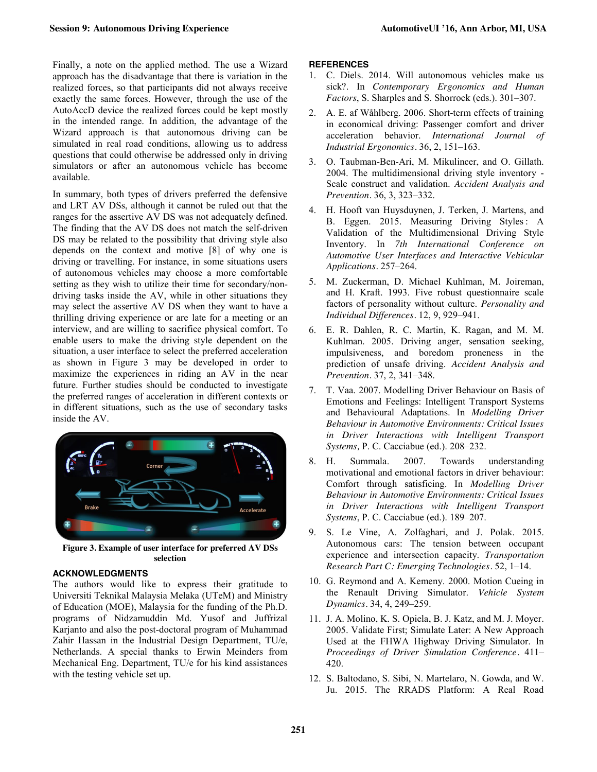Finally, a note on the applied method. The use a Wizard approach has the disadvantage that there is variation in the realized forces, so that participants did not always receive exactly the same forces. However, through the use of the AutoAccD device the realized forces could be kept mostly in the intended range. In addition, the advantage of the Wizard approach is that autonomous driving can be simulated in real road conditions, allowing us to address questions that could otherwise be addressed only in driving simulators or after an autonomous vehicle has become available.

In summary, both types of drivers preferred the defensive and LRT AV DSs, although it cannot be ruled out that the ranges for the assertive AV DS was not adequately defined. The finding that the AV DS does not match the self-driven DS may be related to the possibility that driving style also depends on the context and motive [8] of why one is driving or travelling. For instance, in some situations users of autonomous vehicles may choose a more comfortable setting as they wish to utilize their time for secondary/non-driving tasks inside the AV, while in other situations they may select the assertive AV DS when they want to have a thrilling driving experience or are late for a meeting or an interview, and are willing to sacrifice physical comfort. To enable users to make the driving style dependent on the situation, a user interface to select the preferred acceleration as shown in Figure 3 may be developed in order to maximize the experiences in riding an AV in the near future. Further studies should be conducted to investigate the preferred ranges of acceleration in different contexts or in different situations, such as the use of secondary tasks inside the AV.

**Figure 3. Example of user interface for preferred AV DSs selection**

## ACKNOWLEDGMENTS

The authors would like to express their gratitude to Universiti Teknikal Malaysia Melaka (UTeM) and Ministry of Education (MOE), Malaysia for the funding of the Ph.D. programs of Nidzamuddin Md. Yusof and Juffrizal Karjanto and also the post-doctoral program of Muhammad Zahir Hassan in the Industrial Design Department, TU/e, Netherlands. A special thanks to Erwin Meinders from Mechanical Eng. Department, TU/e for his kind assistances with the testing vehicle set up.

## REFERENCES

1. C. Diels. 2014. Will autonomous vehicles make us sick?. In *Contemporary Ergonomics and Human Factors*, S. Sharples and S. Shorrock (eds.). 301–307.
2. A. E. af Wåhlberg. 2006. Short-term effects of training in economical driving: Passenger comfort and driver acceleration behavior. *International Journal of Industrial Ergonomics*. 36, 2, 151–163.
3. O. Taubman-Ben-Ari, M. Mikulincer, and O. Gillath. 2004. The multidimensional driving style inventory - Scale construct and validation. *Accident Analysis and Prevention*. 36, 3, 323–332.
4. H. Hooft van Huysduynen, J. Terken, J. Martens, and B. Eggen. 2015. Measuring Driving Styles : A Validation of the Multidimensional Driving Style Inventory. In *7th International Conference on Automotive User Interfaces and Interactive Vehicular Applications*. 257–264.
5. M. Zuckerman, D. Michael Kuhlman, M. Joireman, and H. Kraft. 1993. Five robust questionnaire scale factors of personality without culture. *Personality and Individual Differences*. 12, 9, 929–941.
6. E. R. Dahlen, R. C. Martin, K. Ragan, and M. M. Kuhlman. 2005. Driving anger, sensation seeking, impulsiveness, and boredom proneness in the prediction of unsafe driving. *Accident Analysis and Prevention*. 37, 2, 341–348.
7. T. Vaa. 2007. Modelling Driver Behaviour on Basis of Emotions and Feelings: Intelligent Transport Systems and Behavioural Adaptations. In *Modelling Driver Behaviour in Automotive Environments: Critical Issues in Driver Interactions with Intelligent Transport Systems*, P. C. Cacciabue (ed.). 208–232.
8. H. Summala. 2007. Towards understanding motivational and emotional factors in driver behaviour: Comfort through satisficing. In *Modelling Driver Behaviour in Automotive Environments: Critical Issues in Driver Interactions with Intelligent Transport Systems*, P. C. Cacciabue (ed.). 189–207.
9. S. Le Vine, A. Zolfaghari, and J. Polak. 2015. Autonomous cars: The tension between occupant experience and intersection capacity. *Transportation Research Part C: Emerging Technologies*. 52, 1–14.
10. G. Reymond and A. Kemeny. 2000. Motion Cueing in the Renault Driving Simulator. *Vehicle System Dynamics*. 34, 4, 249–259.
11. J. A. Molino, K. S. Opiela, B. J. Katz, and M. J. Moyer. 2005. Validate First; Simulate Later: A New Approach Used at the FHWA Highway Driving Simulator. In *Proceedings of Driver Simulation Conference*. 411–420.
12. S. Baltodano, S. Sibi, N. Martelaro, N. Gowda, and W. Ju. 2015. The RRADS Platform: A Real Road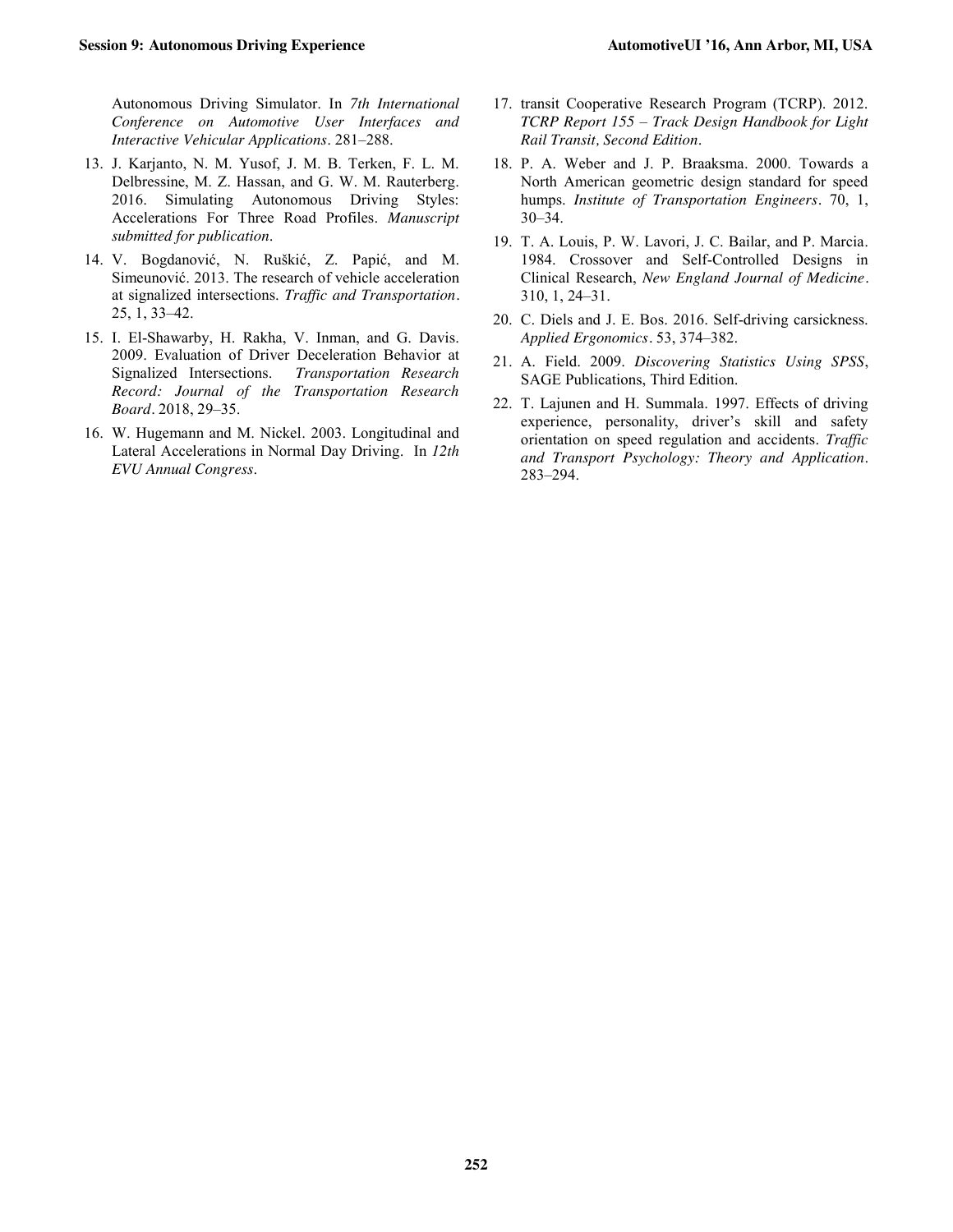Autonomous Driving Simulator. In *7th International Conference on Automotive User Interfaces and Interactive Vehicular Applications*. 281–288.

13. J. Karjanto, N. M. Yusof, J. M. B. Terken, F. L. M. Delbressine, M. Z. Hassan, and G. W. M. Rauterberg. 2016. Simulating Autonomous Driving Styles: Accelerations For Three Road Profiles. *Manuscript submitted for publication*.
14. V. Bogdanović, N. Ruškić, Z. Papić, and M. Simeunović. 2013. The research of vehicle acceleration at signalized intersections. *Traffic and Transportation*. 25, 1, 33–42.
15. I. El-Shawarby, H. Rakha, V. Inman, and G. Davis. 2009. Evaluation of Driver Deceleration Behavior at Signalized Intersections. *Transportation Research Record: Journal of the Transportation Research Board*. 2018, 29–35.
16. W. Hugemann and M. Nickel. 2003. Longitudinal and Lateral Accelerations in Normal Day Driving. In *12th EVU Annual Congress*.
17. transit Cooperative Research Program (TCRP). 2012. *TCRP Report 155 – Track Design Handbook for Light Rail Transit, Second Edition*.
18. P. A. Weber and J. P. Braaksma. 2000. Towards a North American geometric design standard for speed humps. *Institute of Transportation Engineers*. 70, 1, 30–34.
19. T. A. Louis, P. W. Lavori, J. C. Bailar, and P. Marcia. 1984. Crossover and Self-Controlled Designs in Clinical Research, *New England Journal of Medicine*. 310, 1, 24–31.
20. C. Diels and J. E. Bos. 2016. Self-driving carsickness. *Applied Ergonomics*. 53, 374–382.
21. A. Field. 2009. *Discovering Statistics Using SPSS*, SAGE Publications, Third Edition.
22. T. Lajunen and H. Summala. 1997. Effects of driving experience, personality, driver's skill and safety orientation on speed regulation and accidents. *Traffic and Transport Psychology: Theory and Application*. 283–294.